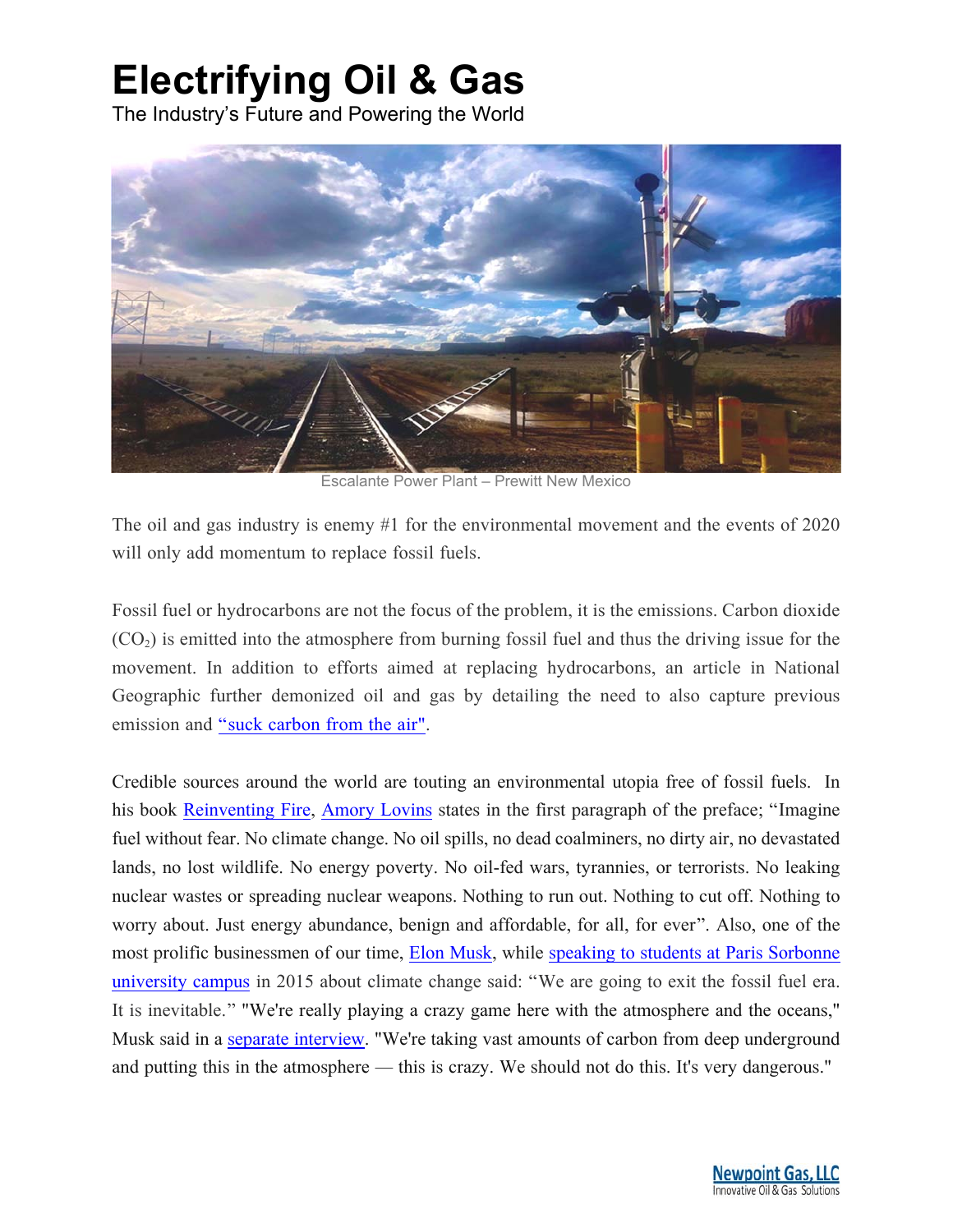# Electrifying Oil & Gas

The Industry's Future and Powering the World

Escalante Power Plant – Prewitt New Mexico

The oil and gas industry is enemy #1 for the environmental movement and the events of 2020 will only add momentum to replace fossil fuels.

Fossil fuel or hydrocarbons are not the focus of the problem, it is the emissions. Carbon dioxide ($CO_2$) is emitted into the atmosphere from burning fossil fuel and thus the driving issue for the movement. In addition to efforts aimed at replacing hydrocarbons, an article in National Geographic further demonized oil and gas by detailing the need to also capture previous emission and "suck carbon from the air".

Credible sources around the world are touting an environmental utopia free of fossil fuels. In his book Reinventing Fire, Amory Lovins states in the first paragraph of the preface; "Imagine fuel without fear. No climate change. No oil spills, no dead coalminers, no dirty air, no devastated lands, no lost wildlife. No energy poverty. No oil-fed wars, tyrannies, or terrorists. No leaking nuclear wastes or spreading nuclear weapons. Nothing to run out. Nothing to cut off. Nothing to worry about. Just energy abundance, benign and affordable, for all, for ever". Also, one of the most prolific businessmen of our time, Elon Musk, while speaking to students at Paris Sorbonne university campus in 2015 about climate change said: "We are going to exit the fossil fuel era. It is inevitable." "We're really playing a crazy game here with the atmosphere and the oceans," Musk said in a separate interview. "We're taking vast amounts of carbon from deep underground and putting this in the atmosphere — this is crazy. We should not do this. It's very dangerous."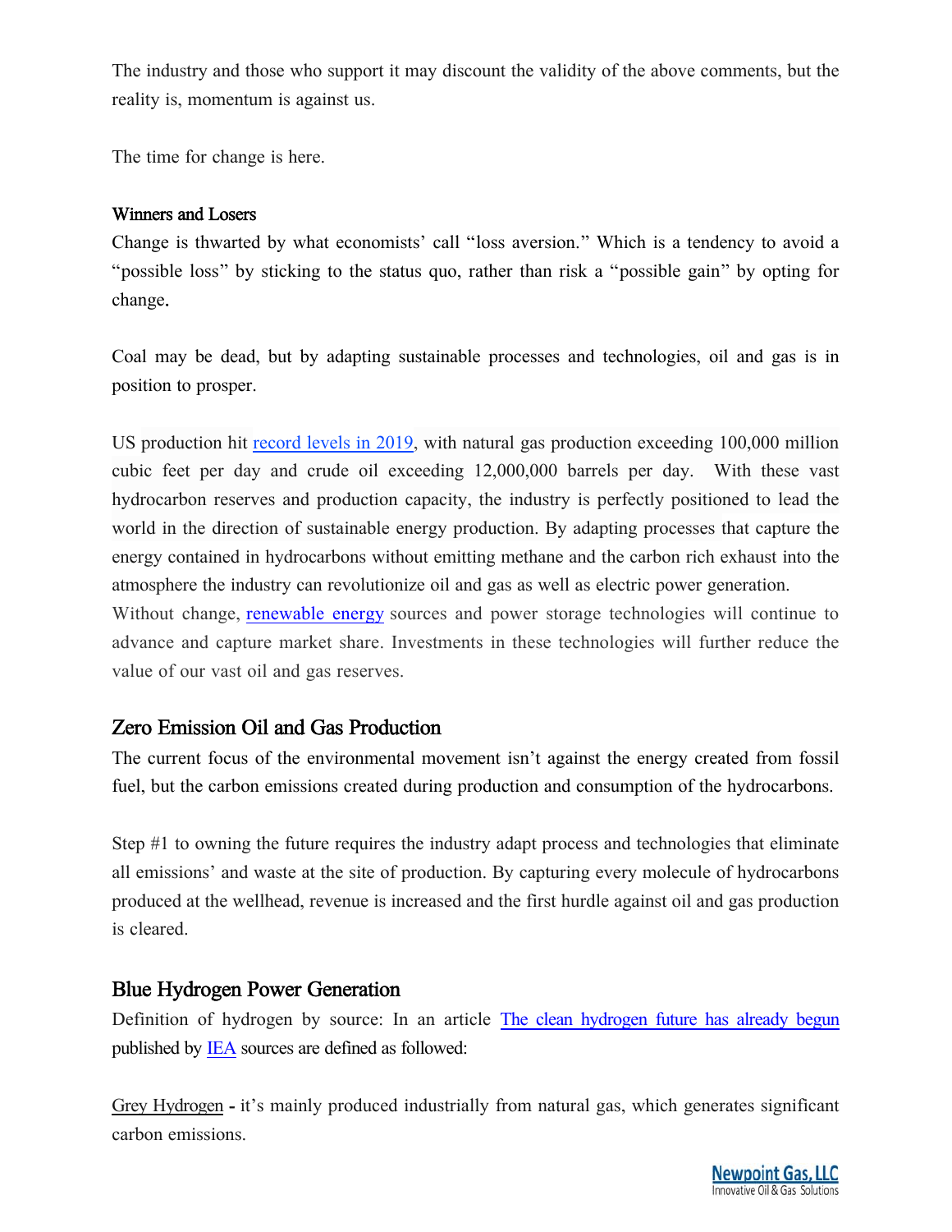The industry and those who support it may discount the validity of the above comments, but the reality is, momentum is against us.

The time for change is here.

### Winners and Losers

Change is thwarted by what economists' call "loss aversion." Which is a tendency to avoid a "possible loss" by sticking to the status quo, rather than risk a "possible gain" by opting for change.

Coal may be dead, but by adapting sustainable processes and technologies, oil and gas is in position to prosper.

US production hit [record levels in 2019](), with natural gas production exceeding 100,000 million cubic feet per day and crude oil exceeding 12,000,000 barrels per day. With these vast hydrocarbon reserves and production capacity, the industry is perfectly positioned to lead the world in the direction of sustainable energy production. By adapting processes that capture the energy contained in hydrocarbons without emitting methane and the carbon rich exhaust into the atmosphere the industry can revolutionize oil and gas as well as electric power generation. Without change, [renewable energy]() sources and power storage technologies will continue to advance and capture market share. Investments in these technologies will further reduce the value of our vast oil and gas reserves.

## Zero Emission Oil and Gas Production

The current focus of the environmental movement isn't against the energy created from fossil fuel, but the carbon emissions created during production and consumption of the hydrocarbons.

Step #1 to owning the future requires the industry adapt process and technologies that eliminate all emissions' and waste at the site of production. By capturing every molecule of hydrocarbons produced at the wellhead, revenue is increased and the first hurdle against oil and gas production is cleared.

## Blue Hydrogen Power Generation

Definition of hydrogen by source: In an article [The clean hydrogen future has already begun]() published by [IEA]() sources are defined as followed:

Grey Hydrogen - it's mainly produced industrially from natural gas, which generates significant carbon emissions.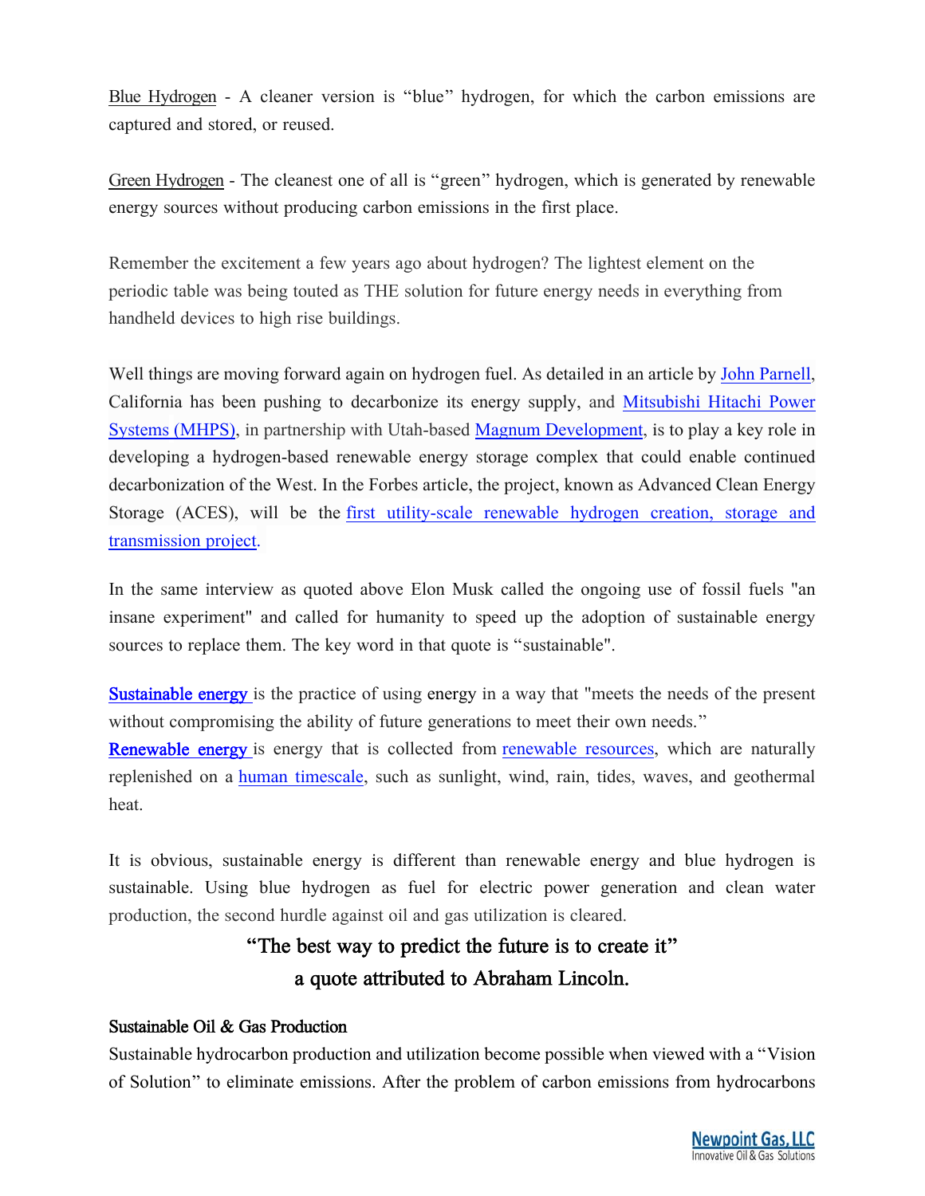Blue Hydrogen - A cleaner version is "blue" hydrogen, for which the carbon emissions are captured and stored, or reused.

Green Hydrogen - The cleanest one of all is "green" hydrogen, which is generated by renewable energy sources without producing carbon emissions in the first place.

Remember the excitement a few years ago about hydrogen? The lightest element on the periodic table was being touted as THE solution for future energy needs in everything from handheld devices to high rise buildings.

Well things are moving forward again on hydrogen fuel. As detailed in an article by John Parnell, California has been pushing to decarbonize its energy supply, and Mitsubishi Hitachi Power Systems (MHPS), in partnership with Utah-based Magnum Development, is to play a key role in developing a hydrogen-based renewable energy storage complex that could enable continued decarbonization of the West. In the Forbes article, the project, known as Advanced Clean Energy Storage (ACES), will be the first utility-scale renewable hydrogen creation, storage and transmission project.

In the same interview as quoted above Elon Musk called the ongoing use of fossil fuels "an insane experiment" and called for humanity to speed up the adoption of sustainable energy sources to replace them. The key word in that quote is "sustainable".

Sustainable energy is the practice of using energy in a way that "meets the needs of the present without compromising the ability of future generations to meet their own needs."
Renewable energy is energy that is collected from renewable resources, which are naturally replenished on a human timescale, such as sunlight, wind, rain, tides, waves, and geothermal heat.

It is obvious, sustainable energy is different than renewable energy and blue hydrogen is sustainable. Using blue hydrogen as fuel for electric power generation and clean water production, the second hurdle against oil and gas utilization is cleared.

"The best way to predict the future is to create it"
a quote attributed to Abraham Lincoln.

### Sustainable Oil & Gas Production

Sustainable hydrocarbon production and utilization become possible when viewed with a "Vision of Solution" to eliminate emissions. After the problem of carbon emissions from hydrocarbons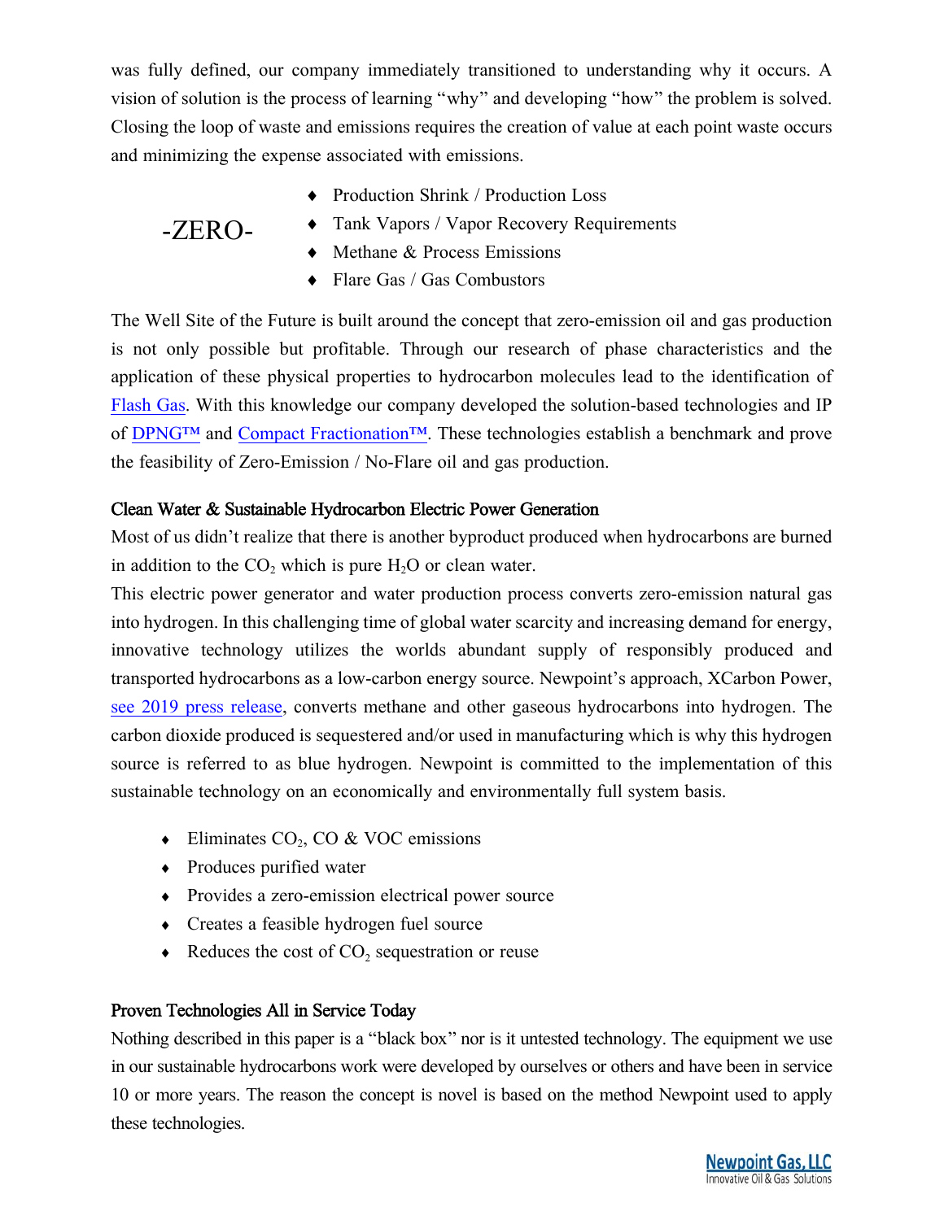was fully defined, our company immediately transitioned to understanding why it occurs. A vision of solution is the process of learning "why" and developing "how" the problem is solved. Closing the loop of waste and emissions requires the creation of value at each point waste occurs and minimizing the expense associated with emissions.

-ZERO-

- Production Shrink / Production Loss
- Tank Vapors / Vapor Recovery Requirements
- Methane & Process Emissions
- Flare Gas / Gas Combustors

The Well Site of the Future is built around the concept that zero-emission oil and gas production is not only possible but profitable. Through our research of phase characteristics and the application of these physical properties to hydrocarbon molecules lead to the identification of Flash Gas. With this knowledge our company developed the solution-based technologies and IP of DPNG™ and Compact Fractionation™. These technologies establish a benchmark and prove the feasibility of Zero-Emission / No-Flare oil and gas production.

## Clean Water & Sustainable Hydrocarbon Electric Power Generation

Most of us didn't realize that there is another byproduct produced when hydrocarbons are burned in addition to the $CO_2$ which is pure $H_2O$ or clean water.

This electric power generator and water production process converts zero-emission natural gas into hydrogen. In this challenging time of global water scarcity and increasing demand for energy, innovative technology utilizes the worlds abundant supply of responsibly produced and transported hydrocarbons as a low-carbon energy source. Newpoint's approach, XCarbon Power, see 2019 press release, converts methane and other gaseous hydrocarbons into hydrogen. The carbon dioxide produced is sequestered and/or used in manufacturing which is why this hydrogen source is referred to as blue hydrogen. Newpoint is committed to the implementation of this sustainable technology on an economically and environmentally full system basis.

- Eliminates $CO_2$, CO & VOC emissions
- Produces purified water
- Provides a zero-emission electrical power source
- Creates a feasible hydrogen fuel source
- Reduces the cost of $CO_2$ sequestration or reuse

## Proven Technologies All in Service Today

Nothing described in this paper is a "black box" nor is it untested technology. The equipment we use in our sustainable hydrocarbons work were developed by ourselves or others and have been in service 10 or more years. The reason the concept is novel is based on the method Newpoint used to apply these technologies.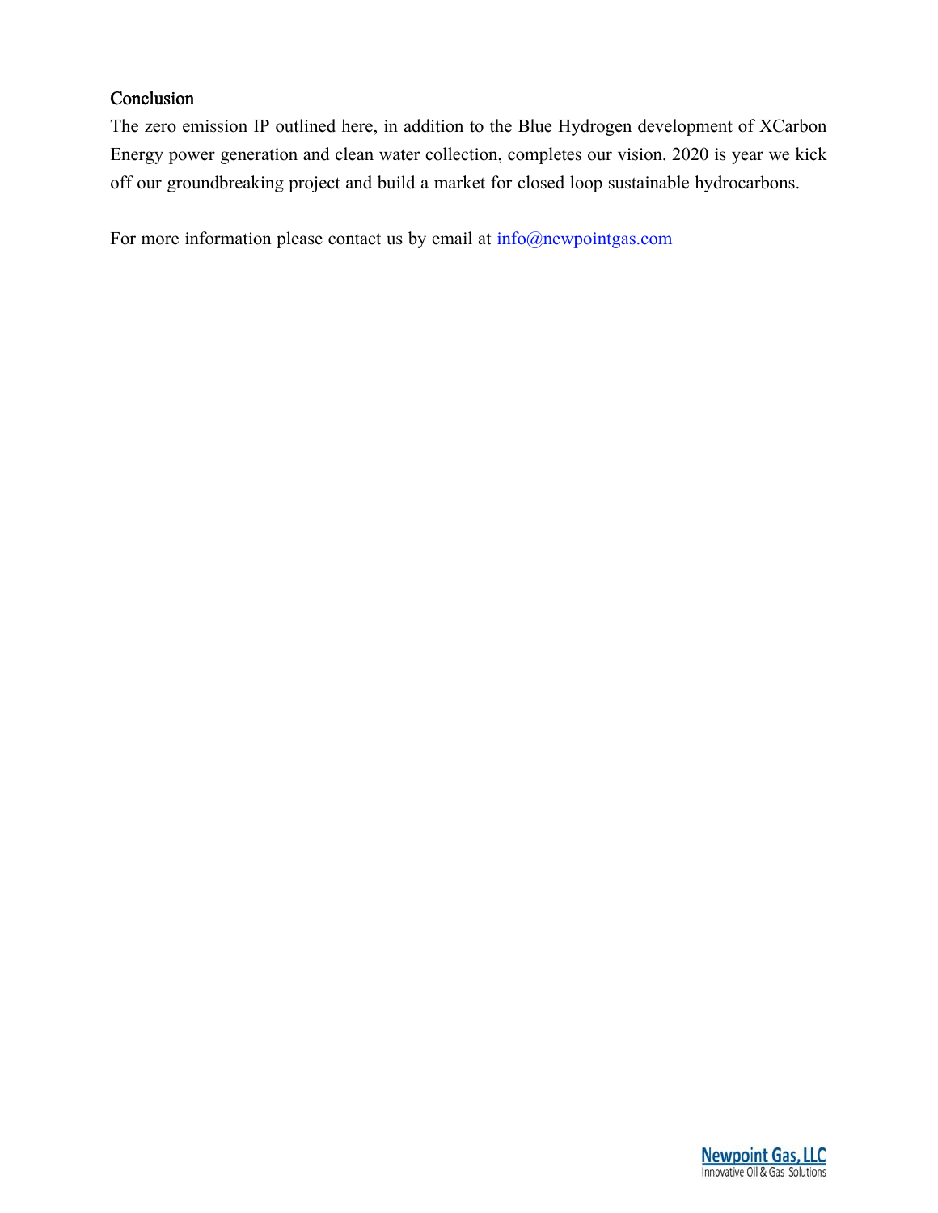## Conclusion

The zero emission IP outlined here, in addition to the Blue Hydrogen development of XCarbon Energy power generation and clean water collection, completes our vision. 2020 is year we kick off our groundbreaking project and build a market for closed loop sustainable hydrocarbons.

For more information please contact us by email at info@newpointgas.com